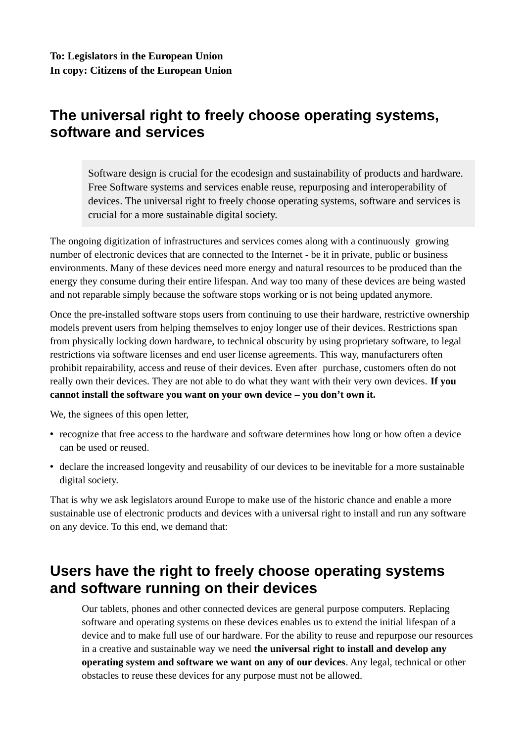**To: Legislators in the European Union**
**In copy: Citizens of the European Union**

# The universal right to freely choose operating systems, software and services

> Software design is crucial for the ecodesign and sustainability of products and hardware. Free Software systems and services enable reuse, repurposing and interoperability of devices. The universal right to freely choose operating systems, software and services is crucial for a more sustainable digital society.

The ongoing digitization of infrastructures and services comes along with a continuously growing number of electronic devices that are connected to the Internet - be it in private, public or business environments. Many of these devices need more energy and natural resources to be produced than the energy they consume during their entire lifespan. And way too many of these devices are being wasted and not reparable simply because the software stops working or is not being updated anymore.

Once the pre-installed software stops users from continuing to use their hardware, restrictive ownership models prevent users from helping themselves to enjoy longer use of their devices. Restrictions span from physically locking down hardware, to technical obscurity by using proprietary software, to legal restrictions via software licenses and end user license agreements. This way, manufacturers often prohibit repairability, access and reuse of their devices. Even after purchase, customers often do not really own their devices. They are not able to do what they want with their very own devices. **If you cannot install the software you want on your own device – you don't own it.**

We, the signees of this open letter,

- recognize that free access to the hardware and software determines how long or how often a device can be used or reused.
- declare the increased longevity and reusability of our devices to be inevitable for a more sustainable digital society.

That is why we ask legislators around Europe to make use of the historic chance and enable a more sustainable use of electronic products and devices with a universal right to install and run any software on any device. To this end, we demand that:

## Users have the right to freely choose operating systems and software running on their devices

Our tablets, phones and other connected devices are general purpose computers. Replacing software and operating systems on these devices enables us to extend the initial lifespan of a device and to make full use of our hardware. For the ability to reuse and repurpose our resources in a creative and sustainable way we need **the universal right to install and develop any operating system and software we want on any of our devices**. Any legal, technical or other obstacles to reuse these devices for any purpose must not be allowed.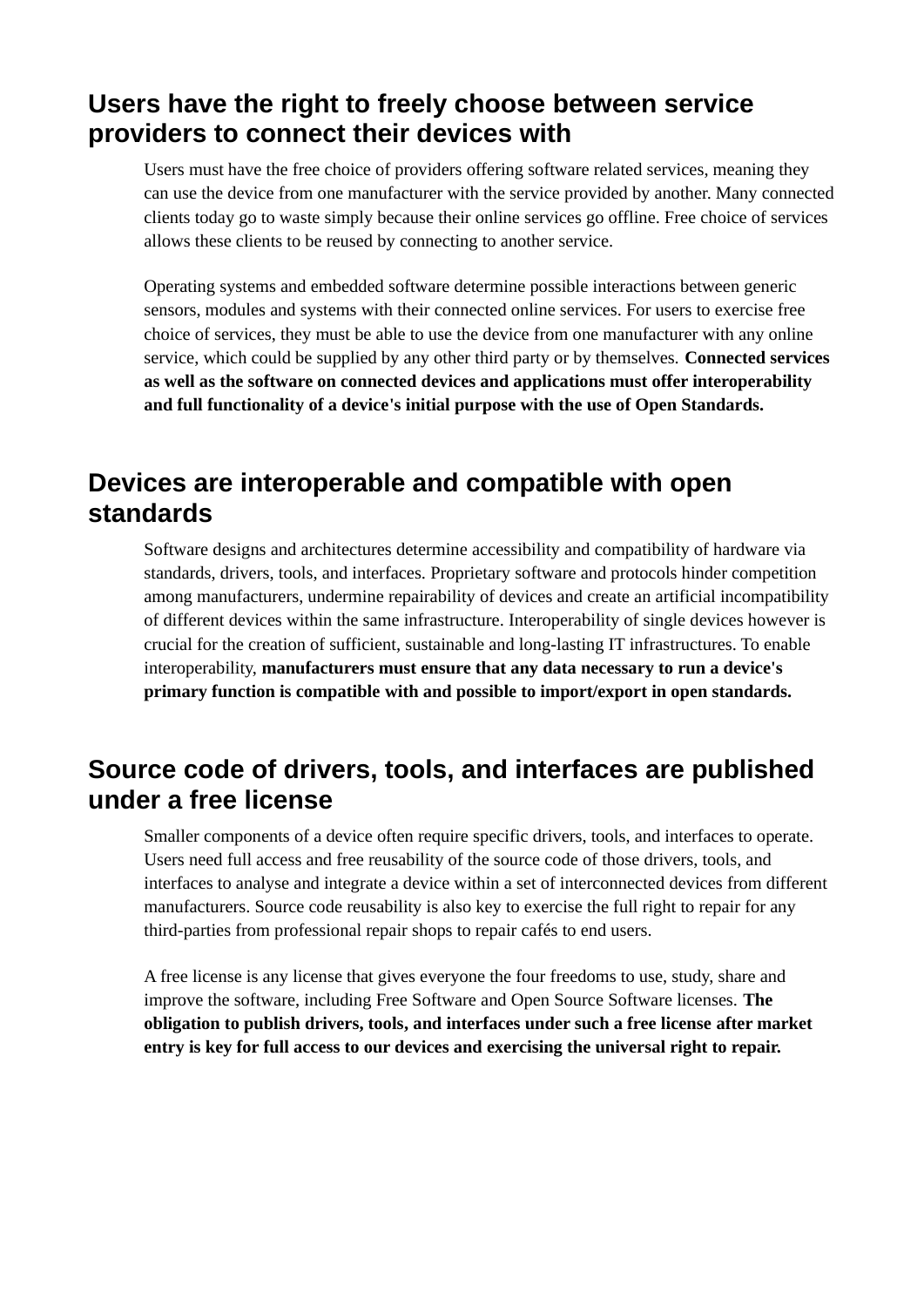## Users have the right to freely choose between service providers to connect their devices with

Users must have the free choice of providers offering software related services, meaning they can use the device from one manufacturer with the service provided by another. Many connected clients today go to waste simply because their online services go offline. Free choice of services allows these clients to be reused by connecting to another service.

Operating systems and embedded software determine possible interactions between generic sensors, modules and systems with their connected online services. For users to exercise free choice of services, they must be able to use the device from one manufacturer with any online service, which could be supplied by any other third party or by themselves. **Connected services as well as the software on connected devices and applications must offer interoperability and full functionality of a device's initial purpose with the use of Open Standards.**

## Devices are interoperable and compatible with open standards

Software designs and architectures determine accessibility and compatibility of hardware via standards, drivers, tools, and interfaces. Proprietary software and protocols hinder competition among manufacturers, undermine repairability of devices and create an artificial incompatibility of different devices within the same infrastructure. Interoperability of single devices however is crucial for the creation of sufficient, sustainable and long-lasting IT infrastructures. To enable interoperability, **manufacturers must ensure that any data necessary to run a device's primary function is compatible with and possible to import/export in open standards.**

## Source code of drivers, tools, and interfaces are published under a free license

Smaller components of a device often require specific drivers, tools, and interfaces to operate. Users need full access and free reusability of the source code of those drivers, tools, and interfaces to analyse and integrate a device within a set of interconnected devices from different manufacturers. Source code reusability is also key to exercise the full right to repair for any third-parties from professional repair shops to repair cafés to end users.

A free license is any license that gives everyone the four freedoms to use, study, share and improve the software, including Free Software and Open Source Software licenses. **The obligation to publish drivers, tools, and interfaces under such a free license after market entry is key for full access to our devices and exercising the universal right to repair.**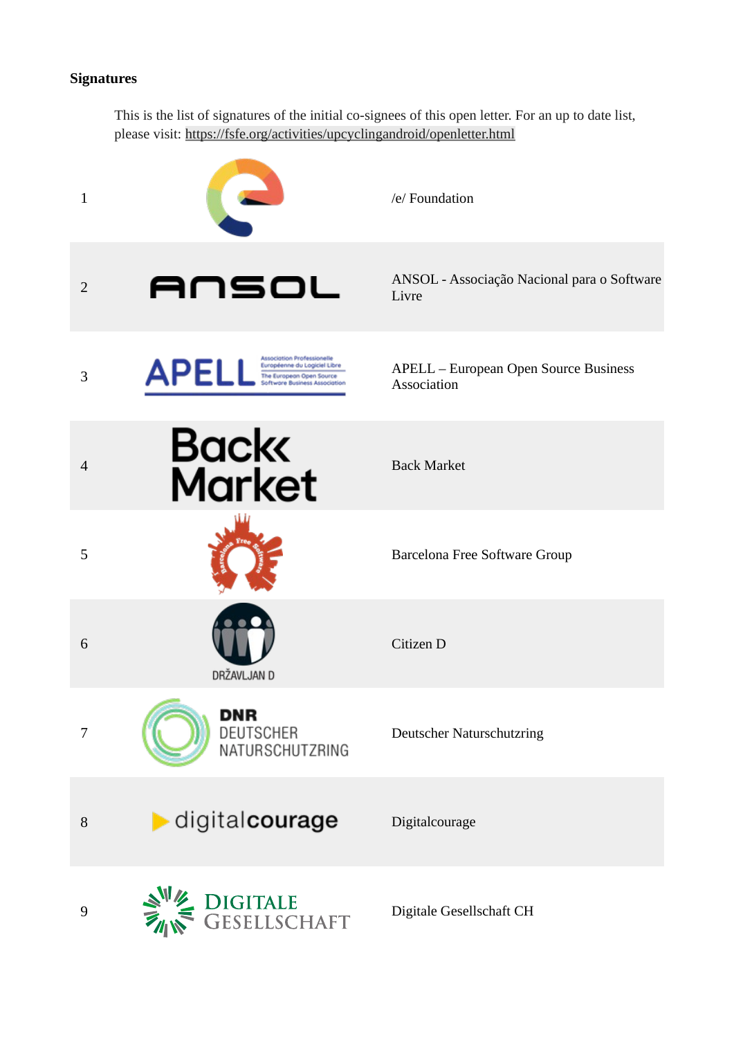**Signatures**

This is the list of signatures of the initial co-signees of this open letter. For an up to date list, please visit: https://fsfe.org/activities/upcyclingandroid/openletter.html

| | | |
|---|---|---|
| 1 | | /e/ Foundation |
| 2 | | ANSOL - Associação Nacional para o Software Livre |
| 3 | | APELL – European Open Source Business Association |
| 4 | | Back Market |
| 5 | | Barcelona Free Software Group |
| 6 | | Citizen D |
| 7 | | Deutscher Naturschutzring |
| 8 | | Digitalcourage |
| 9 | | Digitale Gesellschaft CH |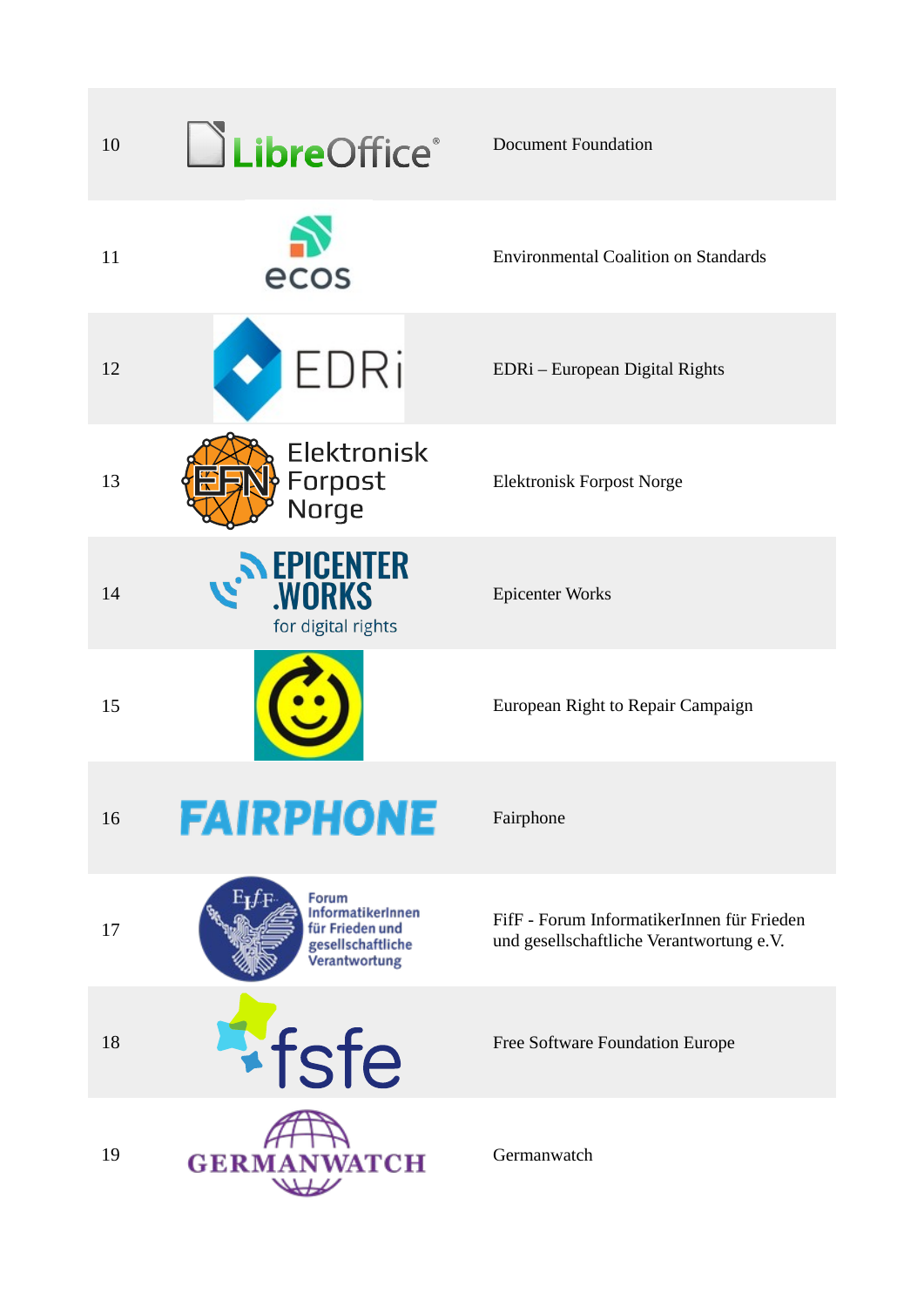| | | |
|---|---|---|
| 10 | LibreOffice | Document Foundation |
| 11 | ecos | Environmental Coalition on Standards |
| 12 | EDRi | EDRi – European Digital Rights |
| 13 | EFN Elektronisk Forpost Norge | Elektronisk Forpost Norge |
| 14 | EPICENTER.WORKS for digital rights | Epicenter Works |
| 15 | | European Right to Repair Campaign |
| 16 | FAIRPHONE | Fairphone |
| 17 | FIfF Forum InformatikerInnen für Frieden und gesellschaftliche Verantwortung | FifF - Forum InformatikerInnen für Frieden und gesellschaftliche Verantwortung e.V. |
| 18 | fsfe | Free Software Foundation Europe |
| 19 | GERMANWATCH | Germanwatch |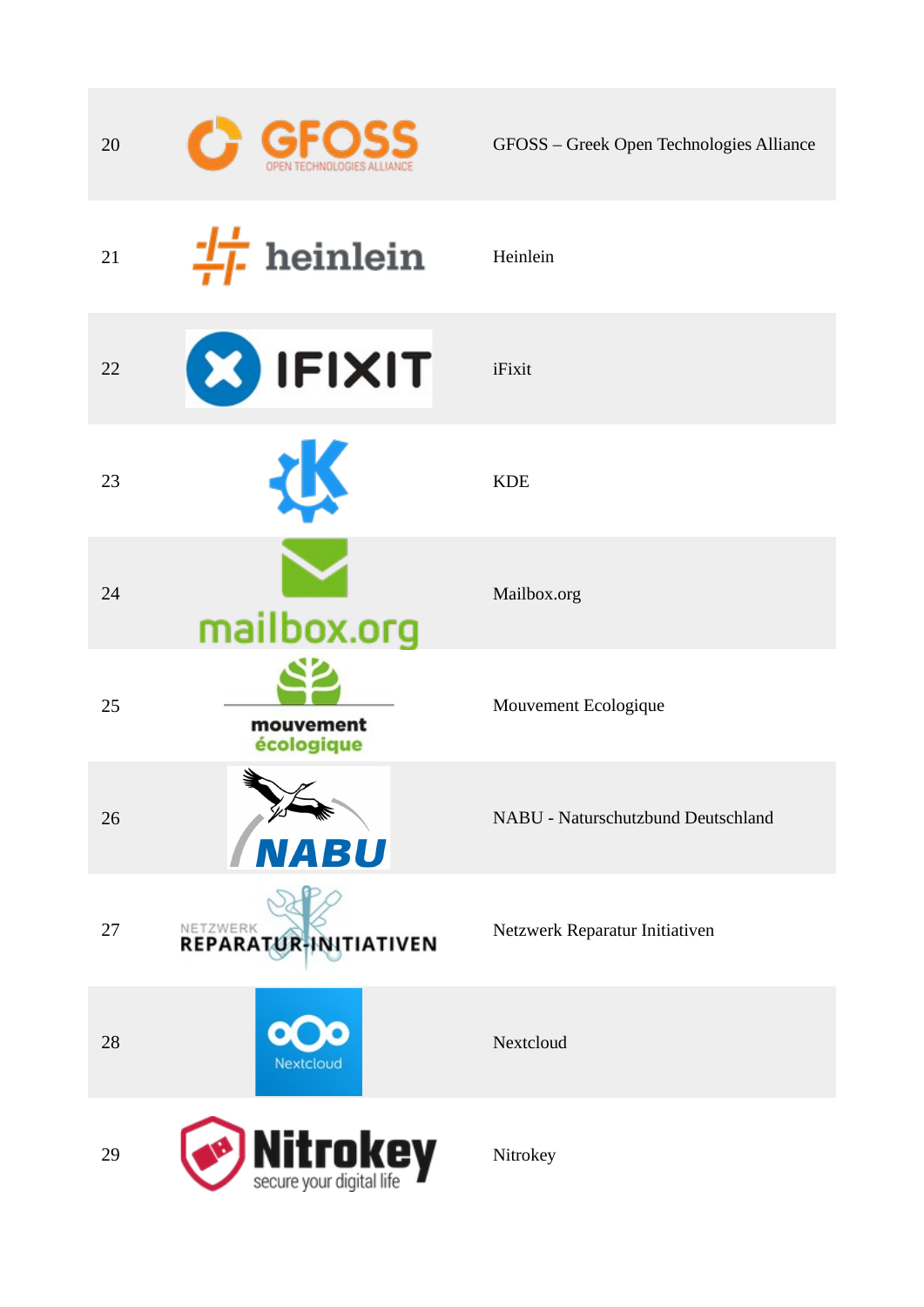| | | |
|---|---|---|
| 20 | GFOSS OPEN TECHNOLOGIES ALLIANCE | GFOSS – Greek Open Technologies Alliance |
| 21 | heinlein | Heinlein |
| 22 | IFIXIT | iFixit |
| 23 | | KDE |
| 24 | mailbox.org | Mailbox.org |
| 25 | mouvement écologique | Mouvement Ecologique |
| 26 | NABU | NABU - Naturschutzbund Deutschland |
| 27 | NETZWERK REPARATUR-INITIATIVEN | Netzwerk Reparatur Initiativen |
| 28 | Nextcloud | Nextcloud |
| 29 | Nitrokey secure your digital life | Nitrokey |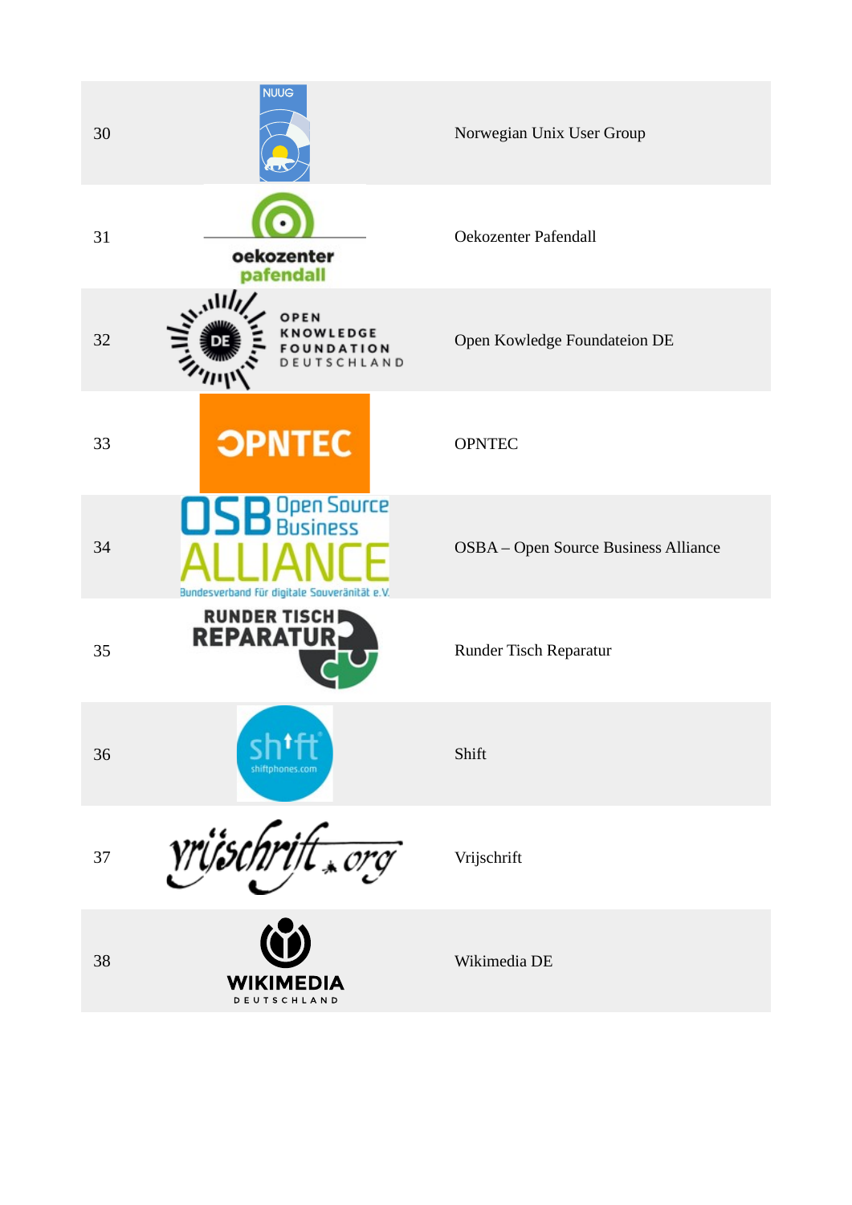| | | |
|---|---|---|
| 30 | NUUG | Norwegian Unix User Group |
| 31 | oekozenter pafendall | Oekozenter Pafendall |
| 32 | OPEN KNOWLEDGE FOUNDATION DEUTSCHLAND | Open Kowledge Foundateion DE |
| 33 | OPNTEC | OPNTEC |
| 34 | OSB Open Source Business ALLIANCE Bundesverband für digitale Souveränität e.V. | OSBA – Open Source Business Alliance |
| 35 | RUNDER TISCH REPARATUR | Runder Tisch Reparatur |
| 36 | shift shiftphones.com | Shift |
| 37 | vrijschrift.org | Vrijschrift |
| 38 | WIKIMEDIA DEUTSCHLAND | Wikimedia DE |